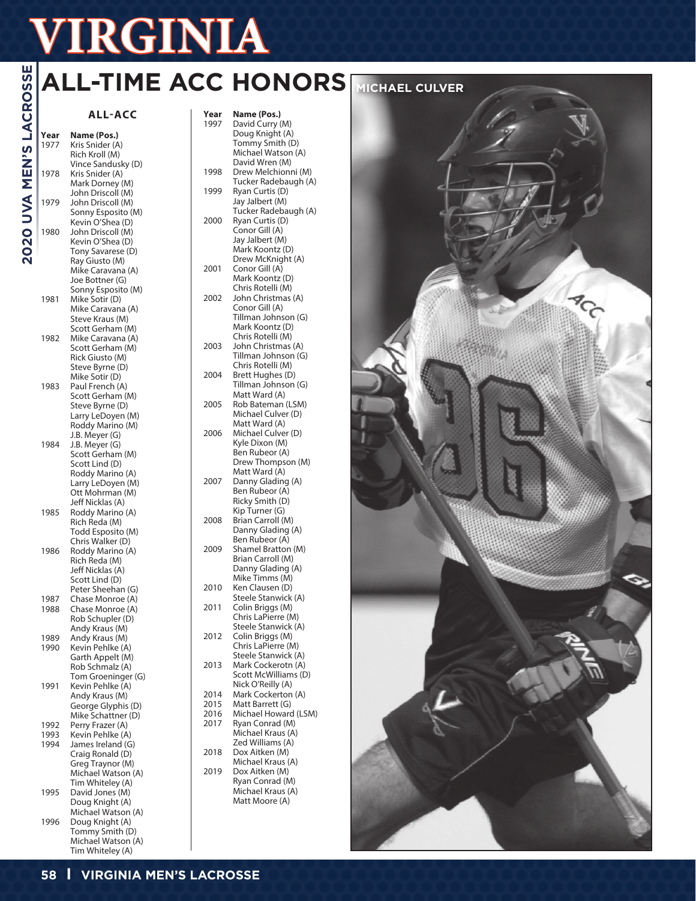# ALL-TIME ACC HONORS

## ALL-ACC

| Year | Name (Pos.) |
|---|---|
| 1977 | Kris Snider (A) |
| | Rich Kroll (M) |
| | Vince Sandusky (D) |
| 1978 | Kris Snider (A) |
| | Mark Dorney (M) |
| | John Driscoll (M) |
| 1979 | John Driscoll (M) |
| | Sonny Esposito (M) |
| | Kevin O'Shea (D) |
| 1980 | John Driscoll (M) |
| | Kevin O'Shea (D) |
| | Tony Savarese (D) |
| | Ray Giusto (M) |
| | Mike Caravana (A) |
| | Joe Bottner (G) |
| | Sonny Esposito (M) |
| 1981 | Mike Sotir (D) |
| | Mike Caravana (A) |
| | Steve Kraus (M) |
| | Scott Gerham (M) |
| 1982 | Mike Caravana (A) |
| | Scott Gerham (M) |
| | Rick Giusto (M) |
| | Steve Byrne (D) |
| | Mike Sotir (D) |
| 1983 | Paul French (A) |
| | Scott Gerham (M) |
| | Steve Byrne (D) |
| | Larry LeDoyen (M) |
| | Roddy Marino (M) |
| | J.B. Meyer (G) |
| 1984 | J.B. Meyer (G) |
| | Scott Gerham (M) |
| | Scott Lind (D) |
| | Roddy Marino (A) |
| | Larry LeDoyen (M) |
| | Ott Mohrman (M) |
| | Jeff Nicklas (A) |
| 1985 | Roddy Marino (A) |
| | Rich Reda (M) |
| | Todd Esposito (M) |
| | Chris Walker (D) |
| 1986 | Roddy Marino (A) |
| | Rich Reda (M) |
| | Jeff Nicklas (A) |
| | Scott Lind (D) |
| | Peter Sheehan (G) |
| 1987 | Chase Monroe (A) |
| 1988 | Chase Monroe (A) |
| | Rob Schupler (D) |
| | Andy Kraus (M) |
| 1989 | Andy Kraus (M) |
| 1990 | Kevin Pehlke (A) |
| | Garth Appelt (M) |
| | Rob Schmalz (A) |
| | Tom Groeninger (G) |
| 1991 | Kevin Pehlke (A) |
| | Andy Kraus (M) |
| | George Glyphis (D) |
| | Mike Schattner (D) |
| 1992 | Perry Frazer (A) |
| 1993 | Kevin Pehlke (A) |
| 1994 | James Ireland (G) |
| | Craig Ronald (D) |
| | Greg Traynor (M) |
| | Michael Watson (A) |
| | Tim Whiteley (A) |
| 1995 | David Jones (M) |
| | Doug Knight (A) |
| | Michael Watson (A) |
| 1996 | Doug Knight (A) |
| | Tommy Smith (D) |
| | Michael Watson (A) |
| | Tim Whiteley (A) |
| 1997 | David Curry (M) |
| | Doug Knight (A) |
| | Tommy Smith (D) |
| | Michael Watson (A) |
| | David Wren (M) |
| 1998 | Drew Melchionni (M) |
| | Tucker Radebaugh (A) |
| 1999 | Ryan Curtis (D) |
| | Jay Jalbert (M) |
| | Tucker Radebaugh (A) |
| 2000 | Ryan Curtis (D) |
| | Conor Gill (A) |
| | Jay Jalbert (M) |
| | Mark Koontz (D) |
| | Drew McKnight (A) |
| 2001 | Conor Gill (A) |
| | Mark Koontz (D) |
| | Chris Rotelli (M) |
| 2002 | John Christmas (A) |
| | Conor Gill (A) |
| | Tillman Johnson (G) |
| | Mark Koontz (D) |
| | Chris Rotelli (M) |
| 2003 | John Christmas (A) |
| | Tillman Johnson (G) |
| | Chris Rotelli (M) |
| 2004 | Brett Hughes (D) |
| | Tillman Johnson (G) |
| | Matt Ward (A) |
| 2005 | Rob Bateman (LSM) |
| | Michael Culver (D) |
| | Matt Ward (A) |
| 2006 | Michael Culver (D) |
| | Kyle Dixon (M) |
| | Ben Rubeor (A) |
| | Drew Thompson (M) |
| | Matt Ward (A) |
| 2007 | Danny Glading (A) |
| | Ben Rubeor (A) |
| | Ricky Smith (D) |
| | Kip Turner (G) |
| 2008 | Brian Carroll (M) |
| | Danny Glading (A) |
| | Ben Rubeor (A) |
| 2009 | Shamel Bratton (M) |
| | Brian Carroll (M) |
| | Danny Glading (A) |
| | Mike Timms (M) |
| 2010 | Ken Clausen (D) |
| | Steele Stanwick (A) |
| 2011 | Colin Briggs (M) |
| | Chris LaPierre (M) |
| | Steele Stanwick (A) |
| 2012 | Colin Briggs (M) |
| | Chris LaPierre (M) |
| | Steele Stanwick (A) |
| 2013 | Mark Cockerotn (A) |
| | Scott McWilliams (D) |
| | Nick O'Reilly (A) |
| 2014 | Mark Cockerton (A) |
| 2015 | Matt Barrett (G) |
| 2016 | Michael Howard (LSM) |
| 2017 | Ryan Conrad (M) |
| | Michael Kraus (A) |
| | Zed Williams (A) |
| 2018 | Dox Aitken (M) |
| | Michael Kraus (A) |
| 2019 | Dox Aitken (M) |
| | Ryan Conrad (M) |
| | Michael Kraus (A) |
| | Matt Moore (A) |

MICHAEL CULVER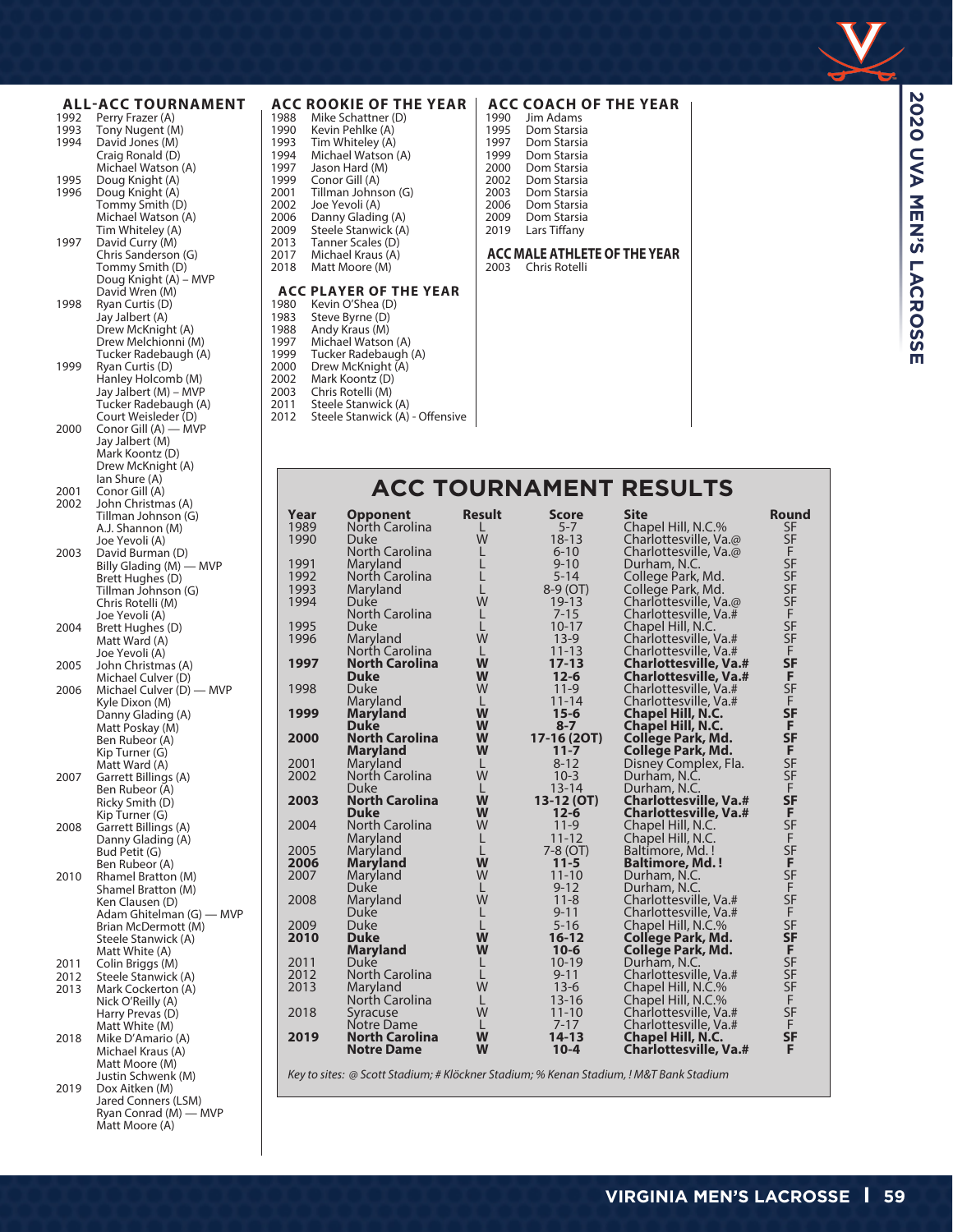## ALL-ACC TOURNAMENT

1992 Perry Frazer (A)
1993 Tony Nugent (M)
1994 David Jones (M)
Craig Ronald (D)
Michael Watson (A)
1995 Doug Knight (A)
1996 Doug Knight (A)
Tommy Smith (D)
Michael Watson (A)
Tim Whiteley (A)
1997 David Curry (M)
Chris Sanderson (G)
Tommy Smith (D)
Doug Knight (A) – MVP
David Wren (M)
1998 Ryan Curtis (D)
Jay Jalbert (A)
Drew McKnight (A)
Drew Melchionni (M)
Tucker Radebaugh (A)
1999 Ryan Curtis (D)
Hanley Holcomb (M)
Jay Jalbert (M) – MVP
Tucker Radebaugh (A)
Court Weisleder (D)
2000 Conor Gill (A) — MVP
Jay Jalbert (M)
Mark Koontz (D)
Drew McKnight (A)
Ian Shure (A)
2001 Conor Gill (A)
2002 John Christmas (A)
Tillman Johnson (G)
A.J. Shannon (M)
Joe Yevoli (A)
2003 David Burman (D)
Billy Glading (M) — MVP
Brett Hughes (D)
Tillman Johnson (G)
Chris Rotelli (M)
Joe Yevoli (A)
2004 Brett Hughes (D)
Matt Ward (A)
Joe Yevoli (A)
2005 John Christmas (A)
Michael Culver (D)
2006 Michael Culver (D) — MVP
Kyle Dixon (M)
Danny Glading (A)
Matt Poskay (M)
Ben Rubeor (A)
Kip Turner (G)
Matt Ward (A)
2007 Garrett Billings (A)
Ben Rubeor (A)
Ricky Smith (D)
Kip Turner (G)
2008 Garrett Billings (A)
Danny Glading (A)
Bud Petit (G)
Ben Rubeor (A)
2010 Rhamel Bratton (M)
Shamel Bratton (M)
Ken Clausen (D)
Adam Ghitelman (G) — MVP
Brian McDermott (M)
Steele Stanwick (A)
Matt White (A)
2011 Colin Briggs (M)
2012 Steele Stanwick (A)
2013 Mark Cockerton (A)
Nick O'Reilly (A)
Harry Prevas (D)
Matt White (M)
2018 Mike D'Amario (A)
Michael Kraus (A)
Matt Moore (M)
Justin Schwenk (M)
2019 Dox Aitken (M)
Jared Conners (LSM)
Ryan Conrad (M) — MVP
Matt Moore (A)

## ACC ROOKIE OF THE YEAR

1988 Mike Schattner (D)
1990 Kevin Pehlke (A)
1993 Tim Whiteley (A)
1994 Michael Watson (A)
1997 Jason Hard (M)
1999 Conor Gill (A)
2001 Tillman Johnson (G)
2002 Joe Yevoli (A)
2006 Danny Glading (A)
2009 Steele Stanwick (A)
2013 Tanner Scales (D)
2017 Michael Kraus (A)
2018 Matt Moore (M)

## ACC PLAYER OF THE YEAR

1980 Kevin O'Shea (D)
1983 Steve Byrne (D)
1988 Andy Kraus (M)
1997 Michael Watson (A)
1999 Tucker Radebaugh (A)
2000 Drew McKnight (A)
2002 Mark Koontz (D)
2003 Chris Rotelli (M)
2011 Steele Stanwick (A)
2012 Steele Stanwick (A) - Offensive

## ACC COACH OF THE YEAR

1990 Jim Adams
1995 Dom Starsia
1997 Dom Starsia
1999 Dom Starsia
2000 Dom Starsia
2002 Dom Starsia
2003 Dom Starsia
2006 Dom Starsia
2009 Dom Starsia
2019 Lars Tiffany

## ACC MALE ATHLETE OF THE YEAR

2003 Chris Rotelli

## ACC TOURNAMENT RESULTS

| Year | Opponent | Result | Score | Site | Round |
|---|---|---|---|---|---|
| 1989 | North Carolina | L | 5-7 | Chapel Hill, N.C.% | SF |
| 1990 | Duke | W | 18-13 | Charlottesville, Va.@ | SF |
| | North Carolina | L | 6-10 | Charlottesville, Va.@ | F |
| 1991 | Maryland | L | 9-10 | Durham, N.C. | SF |
| 1992 | North Carolina | L | 5-14 | College Park, Md. | SF |
| 1993 | Maryland | L | 8-9 (OT) | College Park, Md. | SF |
| 1994 | Duke | W | 19-13 | Charlottesville, Va.@ | SF |
| | North Carolina | L | 7-15 | Charlottesville, Va.# | F |
| 1995 | Duke | L | 10-17 | Chapel Hill, N.C. | SF |
| 1996 | Maryland | W | 13-9 | Charlottesville, Va.# | SF |
| | North Carolina | L | 11-13 | Charlottesville, Va.# | F |
| **1997** | **North Carolina** | **W** | **17-13** | **Charlottesville, Va.#** | **SF** |
| | **Duke** | **W** | **12-6** | **Charlottesville, Va.#** | **F** |
| 1998 | Duke | W | 11-9 | Charlottesville, Va.# | SF |
| | Maryland | L | 11-14 | Charlottesville, Va.# | F |
| **1999** | **Maryland** | **W** | **15-6** | **Chapel Hill, N.C.** | **SF** |
| | **Duke** | **W** | **8-7** | **Chapel Hill, N.C.** | **F** |
| **2000** | **North Carolina** | **W** | **17-16 (2OT)** | **College Park, Md.** | **SF** |
| | **Maryland** | **W** | **11-7** | **College Park, Md.** | **F** |
| 2001 | Maryland | L | 8-12 | Disney Complex, Fla. | SF |
| 2002 | North Carolina | W | 10-3 | Durham, N.C. | SF |
| | Duke | L | 13-14 | Durham, N.C. | F |
| **2003** | **North Carolina** | **W** | **13-12 (OT)** | **Charlottesville, Va.#** | **SF** |
| | **Duke** | **W** | **12-6** | **Charlottesville, Va.#** | **F** |
| 2004 | North Carolina | W | 11-9 | Chapel Hill, N.C. | SF |
| | Maryland | L | 11-12 | Chapel Hill, N.C. | F |
| 2005 | Maryland | L | 7-8 (OT) | Baltimore, Md. ! | SF |
| **2006** | **Maryland** | **W** | **11-5** | **Baltimore, Md. !** | **F** |
| 2007 | Maryland | W | 11-10 | Durham, N.C. | SF |
| | Duke | L | 9-12 | Durham, N.C. | F |
| 2008 | Maryland | W | 11-8 | Charlottesville, Va.# | SF |
| | Duke | L | 9-11 | Charlottesville, Va.# | F |
| 2009 | Duke | L | 5-16 | Chapel Hill, N.C.% | SF |
| **2010** | **Duke** | **W** | **16-12** | **College Park, Md.** | **SF** |
| | **Maryland** | **W** | **10-6** | **College Park, Md.** | **F** |
| 2011 | Duke | L | 10-19 | Durham, N.C. | SF |
| 2012 | North Carolina | L | 9-11 | Charlottesville, Va.# | SF |
| 2013 | Maryland | W | 13-6 | Chapel Hill, N.C.% | SF |
| | North Carolina | L | 13-16 | Chapel Hill, N.C.% | F |
| 2018 | Syracuse | W | 11-10 | Charlottesville, Va.# | SF |
| | Notre Dame | L | 7-17 | Charlottesville, Va.# | F |
| **2019** | **North Carolina** | **W** | **14-13** | **Chapel Hill, N.C.** | **SF** |
| | **Notre Dame** | **W** | **10-4** | **Charlottesville, Va.#** | **F** |

*Key to sites: @ Scott Stadium; # Klöckner Stadium; % Kenan Stadium, ! M&T Bank Stadium*